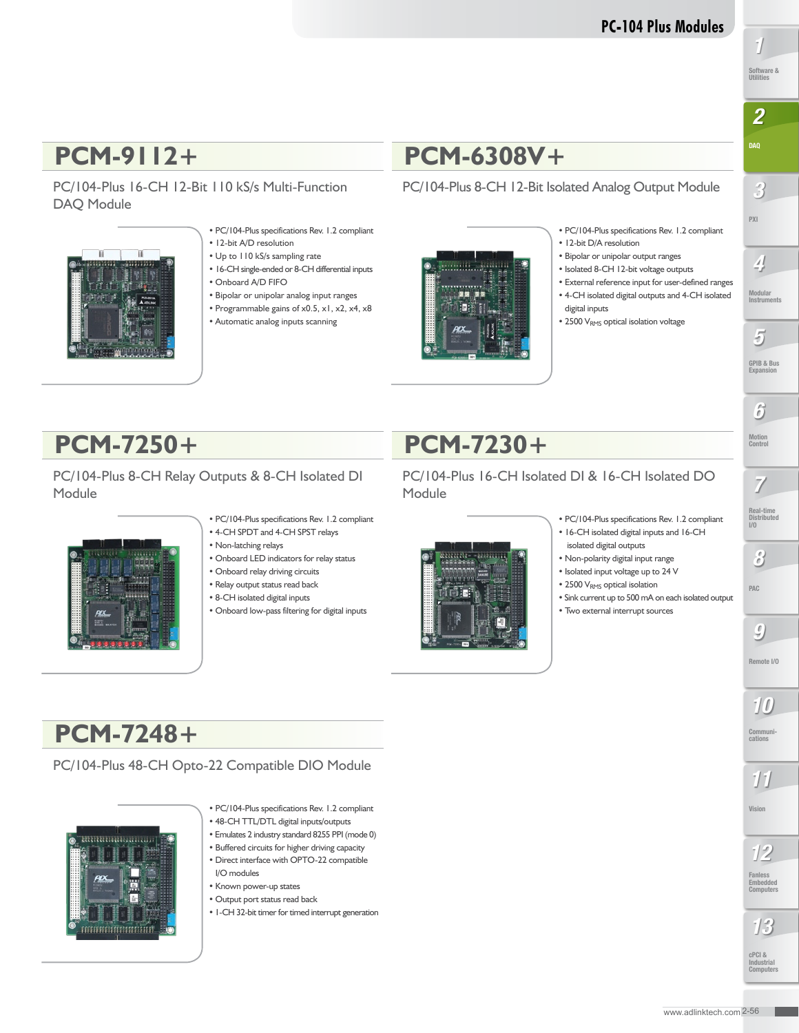## PCM-9112+

### PC/104-Plus 16-CH 12-Bit 110 kS/s Multi-Function DAQ Module

- PC/104-Plus specifications Rev. 1.2 compliant
- 12-bit A/D resolution
- Up to 110 kS/s sampling rate
- 16-CH single-ended or 8-CH differential inputs
- Onboard A/D FIFO
- Bipolar or unipolar analog input ranges
- Programmable gains of x0.5, x1, x2, x4, x8
- Automatic analog inputs scanning

## PCM-6308V+

### PC/104-Plus 8-CH 12-Bit Isolated Analog Output Module

- PC/104-Plus specifications Rev. 1.2 compliant
- 12-bit D/A resolution
- Bipolar or unipolar output ranges
- Isolated 8-CH 12-bit voltage outputs
- External reference input for user-defined ranges
- 4-CH isolated digital outputs and 4-CH isolated digital inputs
- 2500 $V_{RMS}$ optical isolation voltage

## PCM-7250+

### PC/104-Plus 8-CH Relay Outputs & 8-CH Isolated DI Module

- PC/104-Plus specifications Rev. 1.2 compliant
- 4-CH SPDT and 4-CH SPST relays
- Non-latching relays
- Onboard LED indicators for relay status
- Onboard relay driving circuits
- Relay output status read back
- 8-CH isolated digital inputs
- Onboard low-pass filtering for digital inputs

## PCM-7230+

### PC/104-Plus 16-CH Isolated DI & 16-CH Isolated DO Module

- PC/104-Plus specifications Rev. 1.2 compliant
- 16-CH isolated digital inputs and 16-CH isolated digital outputs
- Non-polarity digital input range
- Isolated input voltage up to 24 V
- 2500 $V_{RMS}$ optical isolation
- Sink current up to 500 mA on each isolated output
- Two external interrupt sources

## PCM-7248+

### PC/104-Plus 48-CH Opto-22 Compatible DIO Module

- PC/104-Plus specifications Rev. 1.2 compliant
- 48-CH TTL/DTL digital inputs/outputs
- Emulates 2 industry standard 8255 PPI (mode 0)
- Buffered circuits for higher driving capacity
- Direct interface with OPTO-22 compatible I/O modules
- Known power-up states
- Output port status read back
- 1-CH 32-bit timer for timed interrupt generation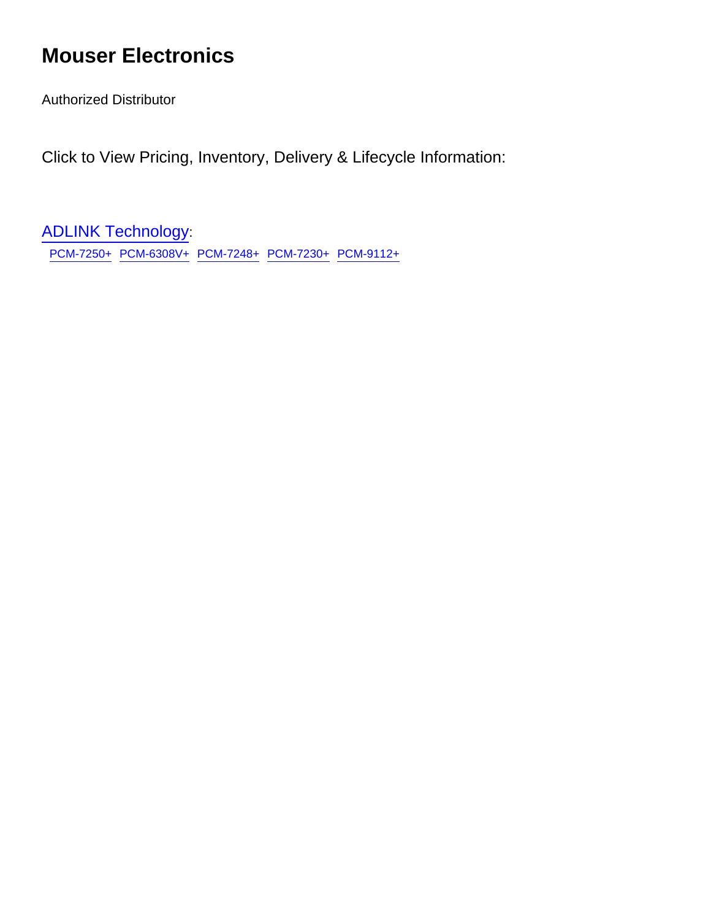# Mouser Electronics

Authorized Distributor

Click to View Pricing, Inventory, Delivery & Lifecycle Information:

ADLINK Technology:

PCM-7250+ PCM-6308V+ PCM-7248+ PCM-7230+ PCM-9112+